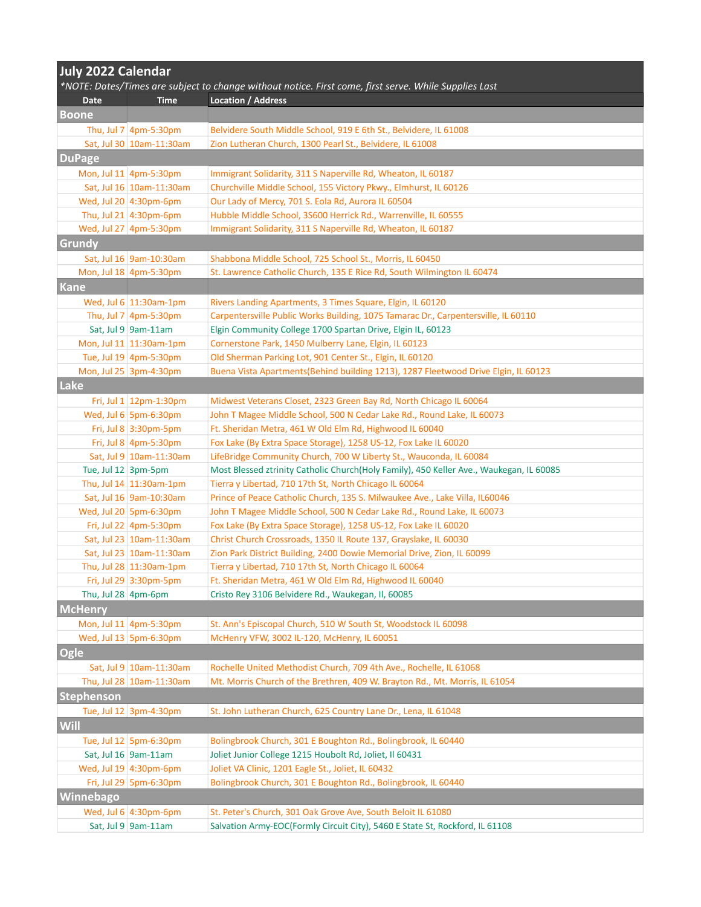# July 2022 Calendar

*\*NOTE: Dates/Times are subject to change without notice. First come, first serve. While Supplies Last*

| Date | Time | Location / Address |
|---|---|---|
| **Boone** | | |
| Thu, Jul 7 | 4pm-5:30pm | Belvidere South Middle School, 919 E 6th St., Belvidere, IL 61008 |
| Sat, Jul 30 | 10am-11:30am | Zion Lutheran Church, 1300 Pearl St., Belvidere, IL 61008 |
| **DuPage** | | |
| Mon, Jul 11 | 4pm-5:30pm | Immigrant Solidarity, 311 S Naperville Rd, Wheaton, IL 60187 |
| Sat, Jul 16 | 10am-11:30am | Churchville Middle School, 155 Victory Pkwy., Elmhurst, IL 60126 |
| Wed, Jul 20 | 4:30pm-6pm | Our Lady of Mercy, 701 S. Eola Rd, Aurora IL 60504 |
| Thu, Jul 21 | 4:30pm-6pm | Hubble Middle School, 3S600 Herrick Rd., Warrenville, IL 60555 |
| Wed, Jul 27 | 4pm-5:30pm | Immigrant Solidarity, 311 S Naperville Rd, Wheaton, IL 60187 |
| **Grundy** | | |
| Sat, Jul 16 | 9am-10:30am | Shabbona Middle School, 725 School St., Morris, IL 60450 |
| Mon, Jul 18 | 4pm-5:30pm | St. Lawrence Catholic Church, 135 E Rice Rd, South Wilmington IL 60474 |
| **Kane** | | |
| Wed, Jul 6 | 11:30am-1pm | Rivers Landing Apartments, 3 Times Square, Elgin, IL 60120 |
| Thu, Jul 7 | 4pm-5:30pm | Carpentersville Public Works Building, 1075 Tamarac Dr., Carpentersville, IL 60110 |
| Sat, Jul 9 | 9am-11am | Elgin Community College 1700 Spartan Drive, Elgin IL, 60123 |
| Mon, Jul 11 | 11:30am-1pm | Cornerstone Park, 1450 Mulberry Lane, Elgin, IL 60123 |
| Tue, Jul 19 | 4pm-5:30pm | Old Sherman Parking Lot, 901 Center St., Elgin, IL 60120 |
| Mon, Jul 25 | 3pm-4:30pm | Buena Vista Apartments(Behind building 1213), 1287 Fleetwood Drive Elgin, IL 60123 |
| **Lake** | | |
| Fri, Jul 1 | 12pm-1:30pm | Midwest Veterans Closet, 2323 Green Bay Rd, North Chicago IL 60064 |
| Wed, Jul 6 | 5pm-6:30pm | John T Magee Middle School, 500 N Cedar Lake Rd., Round Lake, IL 60073 |
| Fri, Jul 8 | 3:30pm-5pm | Ft. Sheridan Metra, 461 W Old Elm Rd, Highwood IL 60040 |
| Fri, Jul 8 | 4pm-5:30pm | Fox Lake (By Extra Space Storage), 1258 US-12, Fox Lake IL 60020 |
| Sat, Jul 9 | 10am-11:30am | LifeBridge Community Church, 700 W Liberty St., Wauconda, IL 60084 |
| Tue, Jul 12 | 3pm-5pm | Most Blessed ztrinity Catholic Church(Holy Family), 450 Keller Ave., Waukegan, IL 60085 |
| Thu, Jul 14 | 11:30am-1pm | Tierra y Libertad, 710 17th St, North Chicago IL 60064 |
| Sat, Jul 16 | 9am-10:30am | Prince of Peace Catholic Church, 135 S. Milwaukee Ave., Lake Villa, IL60046 |
| Wed, Jul 20 | 5pm-6:30pm | John T Magee Middle School, 500 N Cedar Lake Rd., Round Lake, IL 60073 |
| Fri, Jul 22 | 4pm-5:30pm | Fox Lake (By Extra Space Storage), 1258 US-12, Fox Lake IL 60020 |
| Sat, Jul 23 | 10am-11:30am | Christ Church Crossroads, 1350 IL Route 137, Grayslake, IL 60030 |
| Sat, Jul 23 | 10am-11:30am | Zion Park District Building, 2400 Dowie Memorial Drive, Zion, IL 60099 |
| Thu, Jul 28 | 11:30am-1pm | Tierra y Libertad, 710 17th St, North Chicago IL 60064 |
| Fri, Jul 29 | 3:30pm-5pm | Ft. Sheridan Metra, 461 W Old Elm Rd, Highwood IL 60040 |
| Thu, Jul 28 | 4pm-6pm | Cristo Rey 3106 Belvidere Rd., Waukegan, Il, 60085 |
| **McHenry** | | |
| Mon, Jul 11 | 4pm-5:30pm | St. Ann's Episcopal Church, 510 W South St, Woodstock IL 60098 |
| Wed, Jul 13 | 5pm-6:30pm | McHenry VFW, 3002 IL-120, McHenry, IL 60051 |
| **Ogle** | | |
| Sat, Jul 9 | 10am-11:30am | Rochelle United Methodist Church, 709 4th Ave., Rochelle, IL 61068 |
| Thu, Jul 28 | 10am-11:30am | Mt. Morris Church of the Brethren, 409 W. Brayton Rd., Mt. Morris, IL 61054 |
| **Stephenson** | | |
| Tue, Jul 12 | 3pm-4:30pm | St. John Lutheran Church, 625 Country Lane Dr., Lena, IL 61048 |
| **Will** | | |
| Tue, Jul 12 | 5pm-6:30pm | Bolingbrook Church, 301 E Boughton Rd., Bolingbrook, IL 60440 |
| Sat, Jul 16 | 9am-11am | Joliet Junior College 1215 Houbolt Rd, Joliet, Il 60431 |
| Wed, Jul 19 | 4:30pm-6pm | Joliet VA Clinic, 1201 Eagle St., Joliet, IL 60432 |
| Fri, Jul 29 | 5pm-6:30pm | Bolingbrook Church, 301 E Boughton Rd., Bolingbrook, IL 60440 |
| **Winnebago** | | |
| Wed, Jul 6 | 4:30pm-6pm | St. Peter's Church, 301 Oak Grove Ave, South Beloit IL 61080 |
| Sat, Jul 9 | 9am-11am | Salvation Army-EOC(Formly Circuit City), 5460 E State St, Rockford, IL 61108 |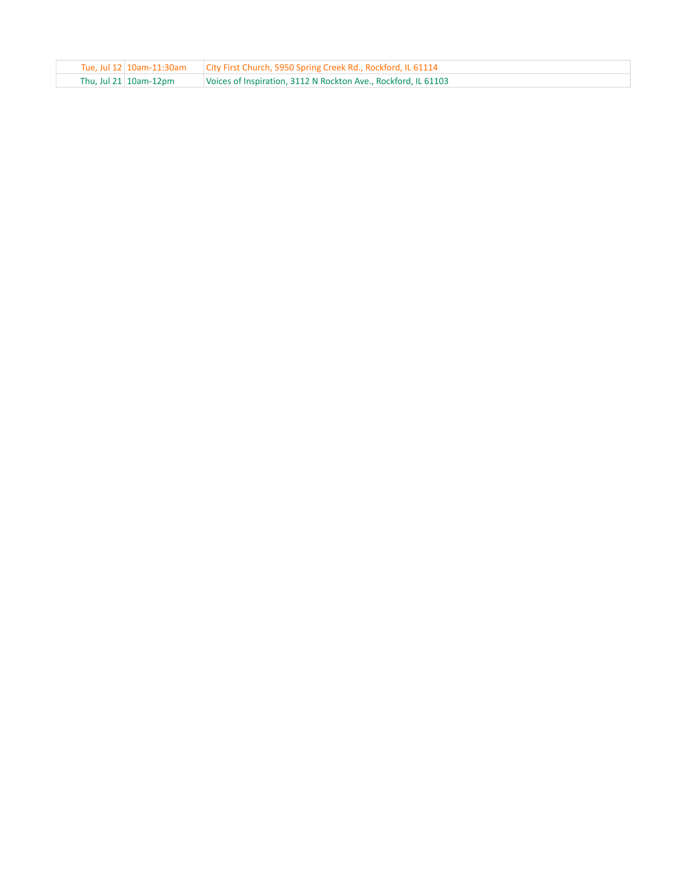| | | |
|---|---|---|
| Tue, Jul 12 | 10am-11:30am | City First Church, 5950 Spring Creek Rd., Rockford, IL 61114 |
| Thu, Jul 21 | 10am-12pm | Voices of Inspiration, 3112 N Rockton Ave., Rockford, IL 61103 |